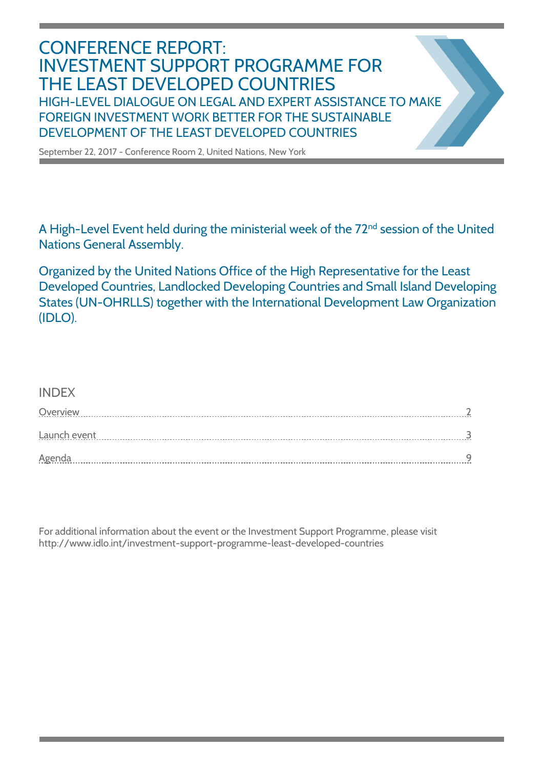# CONFERENCE REPORT: INVESTMENT SUPPORT PROGRAMME FOR THE LEAST DEVELOPED COUNTRIES

## HIGH-LEVEL DIALOGUE ON LEGAL AND EXPERT ASSISTANCE TO MAKE FOREIGN INVESTMENT WORK BETTER FOR THE SUSTAINABLE DEVELOPMENT OF THE LEAST DEVELOPED COUNTRIES

September 22, 2017 - Conference Room 2, United Nations, New York

A High-Level Event held during the ministerial week of the 72nd session of the United Nations General Assembly.

Organized by the United Nations Office of the High Representative for the Least Developed Countries, Landlocked Developing Countries and Small Island Developing States (UN-OHRLLS) together with the International Development Law Organization (IDLO).

## INDEX

| | |
|---|---|
| Overview | 2 |
| Launch event | 3 |
| Agenda | 9 |

For additional information about the event or the Investment Support Programme, please visit http://www.idlo.int/investment-support-programme-least-developed-countries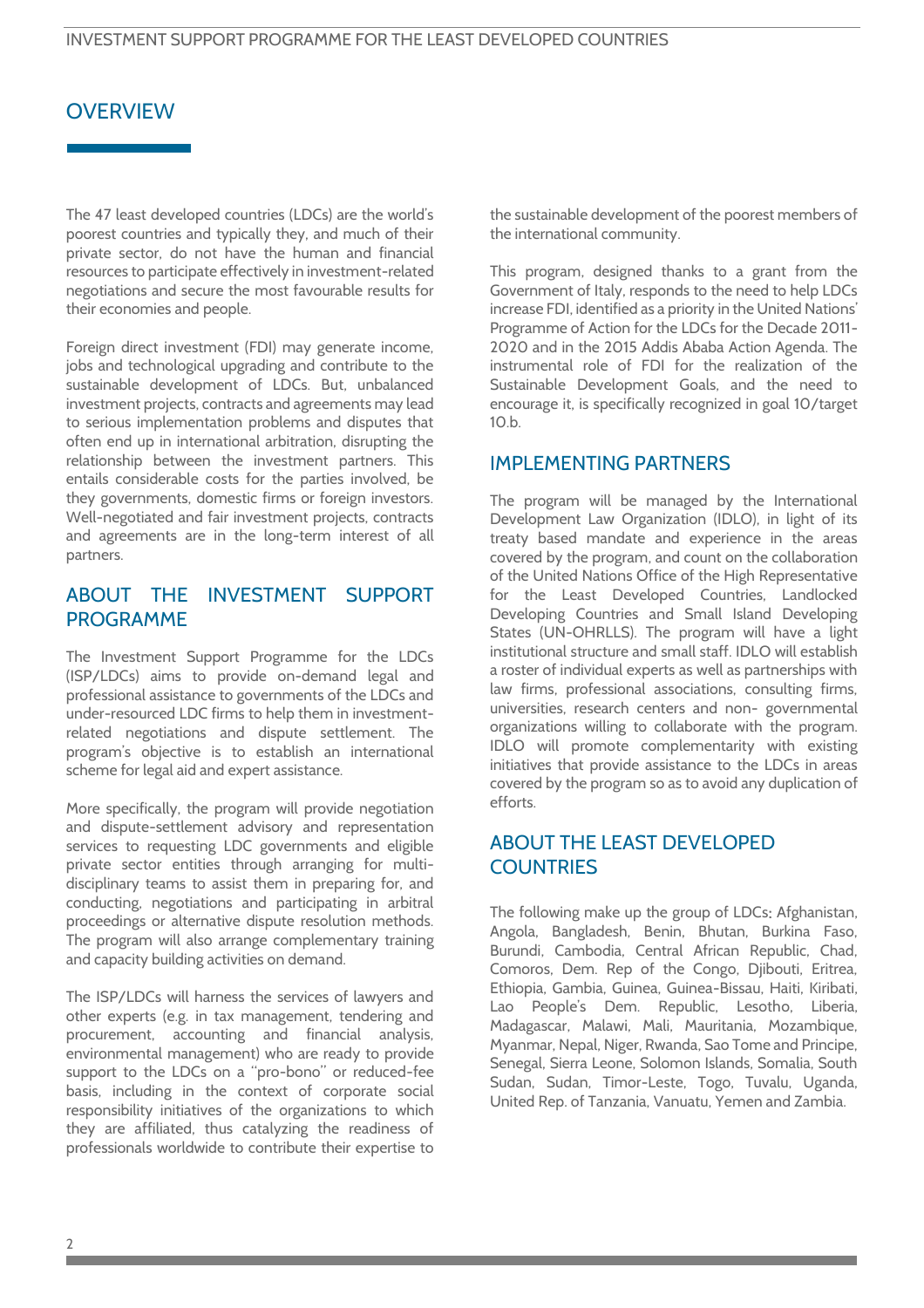# OVERVIEW

The 47 least developed countries (LDCs) are the world's poorest countries and typically they, and much of their private sector, do not have the human and financial resources to participate effectively in investment-related negotiations and secure the most favourable results for their economies and people.

Foreign direct investment (FDI) may generate income, jobs and technological upgrading and contribute to the sustainable development of LDCs. But, unbalanced investment projects, contracts and agreements may lead to serious implementation problems and disputes that often end up in international arbitration, disrupting the relationship between the investment partners. This entails considerable costs for the parties involved, be they governments, domestic firms or foreign investors. Well-negotiated and fair investment projects, contracts and agreements are in the long-term interest of all partners.

## ABOUT THE INVESTMENT SUPPORT PROGRAMME

The Investment Support Programme for the LDCs (ISP/LDCs) aims to provide on-demand legal and professional assistance to governments of the LDCs and under-resourced LDC firms to help them in investment-related negotiations and dispute settlement. The program's objective is to establish an international scheme for legal aid and expert assistance.

More specifically, the program will provide negotiation and dispute-settlement advisory and representation services to requesting LDC governments and eligible private sector entities through arranging for multi-disciplinary teams to assist them in preparing for, and conducting, negotiations and participating in arbitral proceedings or alternative dispute resolution methods. The program will also arrange complementary training and capacity building activities on demand.

The ISP/LDCs will harness the services of lawyers and other experts (e.g. in tax management, tendering and procurement, accounting and financial analysis, environmental management) who are ready to provide support to the LDCs on a "pro-bono" or reduced-fee basis, including in the context of corporate social responsibility initiatives of the organizations to which they are affiliated, thus catalyzing the readiness of professionals worldwide to contribute their expertise to the sustainable development of the poorest members of the international community.

This program, designed thanks to a grant from the Government of Italy, responds to the need to help LDCs increase FDI, identified as a priority in the United Nations' Programme of Action for the LDCs for the Decade 2011-2020 and in the 2015 Addis Ababa Action Agenda. The instrumental role of FDI for the realization of the Sustainable Development Goals, and the need to encourage it, is specifically recognized in goal 10/target 10.b.

## IMPLEMENTING PARTNERS

The program will be managed by the International Development Law Organization (IDLO), in light of its treaty based mandate and experience in the areas covered by the program, and count on the collaboration of the United Nations Office of the High Representative for the Least Developed Countries, Landlocked Developing Countries and Small Island Developing States (UN-OHRLLS). The program will have a light institutional structure and small staff. IDLO will establish a roster of individual experts as well as partnerships with law firms, professional associations, consulting firms, universities, research centers and non- governmental organizations willing to collaborate with the program. IDLO will promote complementarity with existing initiatives that provide assistance to the LDCs in areas covered by the program so as to avoid any duplication of efforts.

## ABOUT THE LEAST DEVELOPED COUNTRIES

The following make up the group of LDCs: Afghanistan, Angola, Bangladesh, Benin, Bhutan, Burkina Faso, Burundi, Cambodia, Central African Republic, Chad, Comoros, Dem. Rep of the Congo, Djibouti, Eritrea, Ethiopia, Gambia, Guinea, Guinea-Bissau, Haiti, Kiribati, Lao People's Dem. Republic, Lesotho, Liberia, Madagascar, Malawi, Mali, Mauritania, Mozambique, Myanmar, Nepal, Niger, Rwanda, Sao Tome and Principe, Senegal, Sierra Leone, Solomon Islands, Somalia, South Sudan, Sudan, Timor-Leste, Togo, Tuvalu, Uganda, United Rep. of Tanzania, Vanuatu, Yemen and Zambia.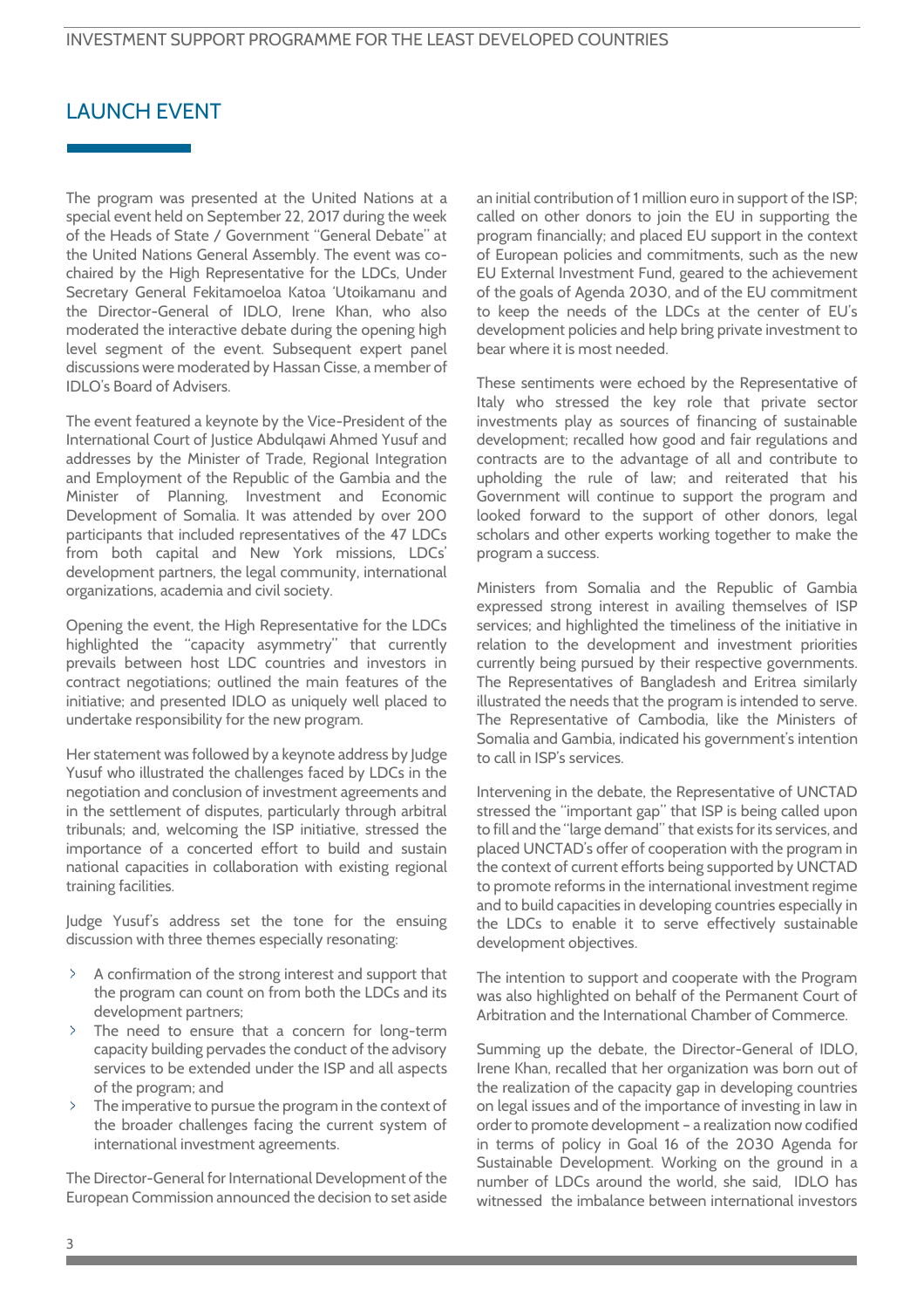# LAUNCH EVENT

The program was presented at the United Nations at a special event held on September 22, 2017 during the week of the Heads of State / Government "General Debate" at the United Nations General Assembly. The event was co-chaired by the High Representative for the LDCs, Under Secretary General Fekitamoeloa Katoa 'Utoikamanu and the Director-General of IDLO, Irene Khan, who also moderated the interactive debate during the opening high level segment of the event. Subsequent expert panel discussions were moderated by Hassan Cisse, a member of IDLO's Board of Advisers.

The event featured a keynote by the Vice-President of the International Court of Justice Abdulqawi Ahmed Yusuf and addresses by the Minister of Trade, Regional Integration and Employment of the Republic of the Gambia and the Minister of Planning, Investment and Economic Development of Somalia. It was attended by over 200 participants that included representatives of the 47 LDCs from both capital and New York missions, LDCs' development partners, the legal community, international organizations, academia and civil society.

Opening the event, the High Representative for the LDCs highlighted the "capacity asymmetry" that currently prevails between host LDC countries and investors in contract negotiations; outlined the main features of the initiative; and presented IDLO as uniquely well placed to undertake responsibility for the new program.

Her statement was followed by a keynote address by Judge Yusuf who illustrated the challenges faced by LDCs in the negotiation and conclusion of investment agreements and in the settlement of disputes, particularly through arbitral tribunals; and, welcoming the ISP initiative, stressed the importance of a concerted effort to build and sustain national capacities in collaboration with existing regional training facilities.

Judge Yusuf's address set the tone for the ensuing discussion with three themes especially resonating:

- A confirmation of the strong interest and support that the program can count on from both the LDCs and its development partners;
- The need to ensure that a concern for long-term capacity building pervades the conduct of the advisory services to be extended under the ISP and all aspects of the program; and
- The imperative to pursue the program in the context of the broader challenges facing the current system of international investment agreements.

The Director-General for International Development of the European Commission announced the decision to set aside an initial contribution of 1 million euro in support of the ISP; called on other donors to join the EU in supporting the program financially; and placed EU support in the context of European policies and commitments, such as the new EU External Investment Fund, geared to the achievement of the goals of Agenda 2030, and of the EU commitment to keep the needs of the LDCs at the center of EU's development policies and help bring private investment to bear where it is most needed.

These sentiments were echoed by the Representative of Italy who stressed the key role that private sector investments play as sources of financing of sustainable development; recalled how good and fair regulations and contracts are to the advantage of all and contribute to upholding the rule of law; and reiterated that his Government will continue to support the program and looked forward to the support of other donors, legal scholars and other experts working together to make the program a success.

Ministers from Somalia and the Republic of Gambia expressed strong interest in availing themselves of ISP services; and highlighted the timeliness of the initiative in relation to the development and investment priorities currently being pursued by their respective governments. The Representatives of Bangladesh and Eritrea similarly illustrated the needs that the program is intended to serve. The Representative of Cambodia, like the Ministers of Somalia and Gambia, indicated his government's intention to call in ISP's services.

Intervening in the debate, the Representative of UNCTAD stressed the "important gap" that ISP is being called upon to fill and the "large demand" that exists for its services, and placed UNCTAD's offer of cooperation with the program in the context of current efforts being supported by UNCTAD to promote reforms in the international investment regime and to build capacities in developing countries especially in the LDCs to enable it to serve effectively sustainable development objectives.

The intention to support and cooperate with the Program was also highlighted on behalf of the Permanent Court of Arbitration and the International Chamber of Commerce.

Summing up the debate, the Director-General of IDLO, Irene Khan, recalled that her organization was born out of the realization of the capacity gap in developing countries on legal issues and of the importance of investing in law in order to promote development – a realization now codified in terms of policy in Goal 16 of the 2030 Agenda for Sustainable Development. Working on the ground in a number of LDCs around the world, she said, IDLO has witnessed the imbalance between international investors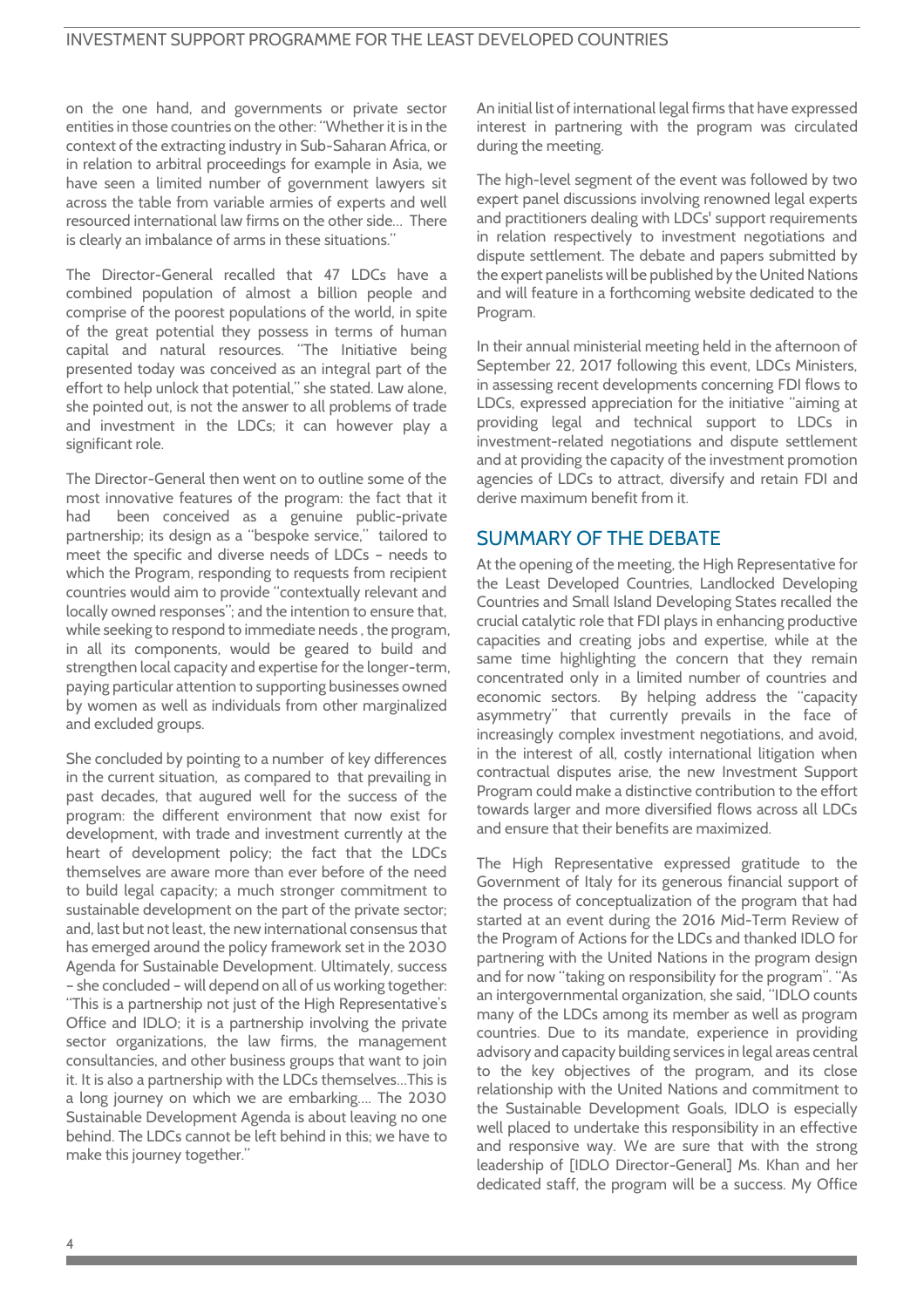on the one hand, and governments or private sector entities in those countries on the other: "Whether it is in the context of the extracting industry in Sub-Saharan Africa, or in relation to arbitral proceedings for example in Asia, we have seen a limited number of government lawyers sit across the table from variable armies of experts and well resourced international law firms on the other side... There is clearly an imbalance of arms in these situations."

The Director-General recalled that 47 LDCs have a combined population of almost a billion people and comprise of the poorest populations of the world, in spite of the great potential they possess in terms of human capital and natural resources. "The Initiative being presented today was conceived as an integral part of the effort to help unlock that potential," she stated. Law alone, she pointed out, is not the answer to all problems of trade and investment in the LDCs; it can however play a significant role.

The Director-General then went on to outline some of the most innovative features of the program: the fact that it had been conceived as a genuine public-private partnership; its design as a "bespoke service," tailored to meet the specific and diverse needs of LDCs – needs to which the Program, responding to requests from recipient countries would aim to provide "contextually relevant and locally owned responses"; and the intention to ensure that, while seeking to respond to immediate needs , the program, in all its components, would be geared to build and strengthen local capacity and expertise for the longer-term, paying particular attention to supporting businesses owned by women as well as individuals from other marginalized and excluded groups.

She concluded by pointing to a number of key differences in the current situation, as compared to that prevailing in past decades, that augured well for the success of the program: the different environment that now exist for development, with trade and investment currently at the heart of development policy; the fact that the LDCs themselves are aware more than ever before of the need to build legal capacity; a much stronger commitment to sustainable development on the part of the private sector; and, last but not least, the new international consensus that has emerged around the policy framework set in the 2030 Agenda for Sustainable Development. Ultimately, success – she concluded – will depend on all of us working together: "This is a partnership not just of the High Representative's Office and IDLO; it is a partnership involving the private sector organizations, the law firms, the management consultancies, and other business groups that want to join it. It is also a partnership with the LDCs themselves...This is a long journey on which we are embarking.... The 2030 Sustainable Development Agenda is about leaving no one behind. The LDCs cannot be left behind in this; we have to make this journey together."

An initial list of international legal firms that have expressed interest in partnering with the program was circulated during the meeting.

The high-level segment of the event was followed by two expert panel discussions involving renowned legal experts and practitioners dealing with LDCs' support requirements in relation respectively to investment negotiations and dispute settlement. The debate and papers submitted by the expert panelists will be published by the United Nations and will feature in a forthcoming website dedicated to the Program.

In their annual ministerial meeting held in the afternoon of September 22, 2017 following this event, LDCs Ministers, in assessing recent developments concerning FDI flows to LDCs, expressed appreciation for the initiative "aiming at providing legal and technical support to LDCs in investment-related negotiations and dispute settlement and at providing the capacity of the investment promotion agencies of LDCs to attract, diversify and retain FDI and derive maximum benefit from it.

## SUMMARY OF THE DEBATE

At the opening of the meeting, the High Representative for the Least Developed Countries, Landlocked Developing Countries and Small Island Developing States recalled the crucial catalytic role that FDI plays in enhancing productive capacities and creating jobs and expertise, while at the same time highlighting the concern that they remain concentrated only in a limited number of countries and economic sectors. By helping address the "capacity asymmetry" that currently prevails in the face of increasingly complex investment negotiations, and avoid, in the interest of all, costly international litigation when contractual disputes arise, the new Investment Support Program could make a distinctive contribution to the effort towards larger and more diversified flows across all LDCs and ensure that their benefits are maximized.

The High Representative expressed gratitude to the Government of Italy for its generous financial support of the process of conceptualization of the program that had started at an event during the 2016 Mid-Term Review of the Program of Actions for the LDCs and thanked IDLO for partnering with the United Nations in the program design and for now "taking on responsibility for the program". "As an intergovernmental organization, she said, "IDLO counts many of the LDCs among its member as well as program countries. Due to its mandate, experience in providing advisory and capacity building services in legal areas central to the key objectives of the program, and its close relationship with the United Nations and commitment to the Sustainable Development Goals, IDLO is especially well placed to undertake this responsibility in an effective and responsive way. We are sure that with the strong leadership of [IDLO Director-General] Ms. Khan and her dedicated staff, the program will be a success. My Office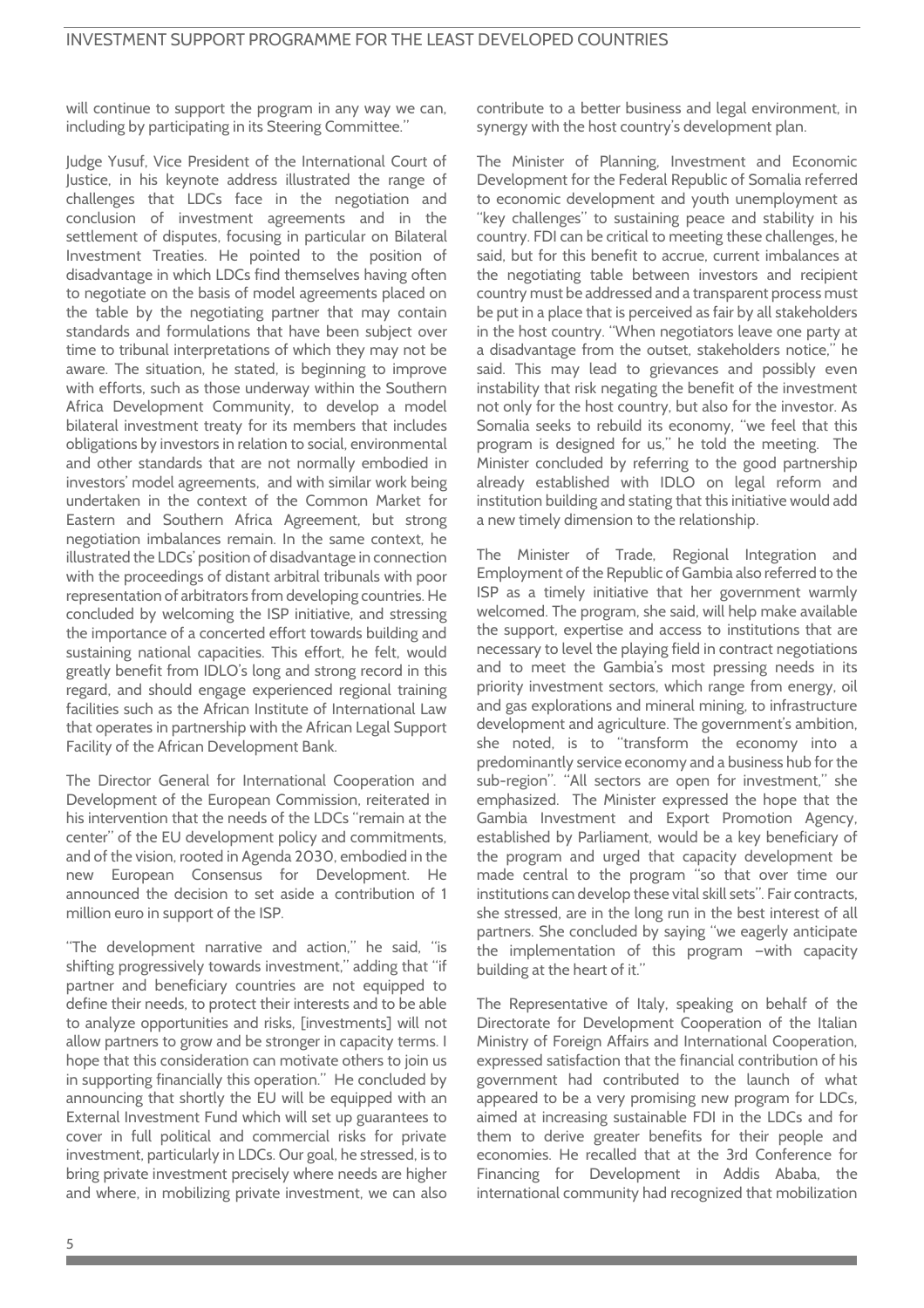will continue to support the program in any way we can, including by participating in its Steering Committee."

Judge Yusuf, Vice President of the International Court of Justice, in his keynote address illustrated the range of challenges that LDCs face in the negotiation and conclusion of investment agreements and in the settlement of disputes, focusing in particular on Bilateral Investment Treaties. He pointed to the position of disadvantage in which LDCs find themselves having often to negotiate on the basis of model agreements placed on the table by the negotiating partner that may contain standards and formulations that have been subject over time to tribunal interpretations of which they may not be aware. The situation, he stated, is beginning to improve with efforts, such as those underway within the Southern Africa Development Community, to develop a model bilateral investment treaty for its members that includes obligations by investors in relation to social, environmental and other standards that are not normally embodied in investors' model agreements, and with similar work being undertaken in the context of the Common Market for Eastern and Southern Africa Agreement, but strong negotiation imbalances remain. In the same context, he illustrated the LDCs' position of disadvantage in connection with the proceedings of distant arbitral tribunals with poor representation of arbitrators from developing countries. He concluded by welcoming the ISP initiative, and stressing the importance of a concerted effort towards building and sustaining national capacities. This effort, he felt, would greatly benefit from IDLO's long and strong record in this regard, and should engage experienced regional training facilities such as the African Institute of International Law that operates in partnership with the African Legal Support Facility of the African Development Bank.

The Director General for International Cooperation and Development of the European Commission, reiterated in his intervention that the needs of the LDCs "remain at the center" of the EU development policy and commitments, and of the vision, rooted in Agenda 2030, embodied in the new European Consensus for Development. He announced the decision to set aside a contribution of 1 million euro in support of the ISP.

"The development narrative and action," he said, "is shifting progressively towards investment," adding that "if partner and beneficiary countries are not equipped to define their needs, to protect their interests and to be able to analyze opportunities and risks, [investments] will not allow partners to grow and be stronger in capacity terms. I hope that this consideration can motivate others to join us in supporting financially this operation." He concluded by announcing that shortly the EU will be equipped with an External Investment Fund which will set up guarantees to cover in full political and commercial risks for private investment, particularly in LDCs. Our goal, he stressed, is to bring private investment precisely where needs are higher and where, in mobilizing private investment, we can also contribute to a better business and legal environment, in synergy with the host country's development plan.

The Minister of Planning, Investment and Economic Development for the Federal Republic of Somalia referred to economic development and youth unemployment as "key challenges" to sustaining peace and stability in his country. FDI can be critical to meeting these challenges, he said, but for this benefit to accrue, current imbalances at the negotiating table between investors and recipient country must be addressed and a transparent process must be put in a place that is perceived as fair by all stakeholders in the host country. "When negotiators leave one party at a disadvantage from the outset, stakeholders notice," he said. This may lead to grievances and possibly even instability that risk negating the benefit of the investment not only for the host country, but also for the investor. As Somalia seeks to rebuild its economy, "we feel that this program is designed for us," he told the meeting. The Minister concluded by referring to the good partnership already established with IDLO on legal reform and institution building and stating that this initiative would add a new timely dimension to the relationship.

The Minister of Trade, Regional Integration and Employment of the Republic of Gambia also referred to the ISP as a timely initiative that her government warmly welcomed. The program, she said, will help make available the support, expertise and access to institutions that are necessary to level the playing field in contract negotiations and to meet the Gambia's most pressing needs in its priority investment sectors, which range from energy, oil and gas explorations and mineral mining, to infrastructure development and agriculture. The government's ambition, she noted, is to "transform the economy into a predominantly service economy and a business hub for the sub-region". "All sectors are open for investment," she emphasized. The Minister expressed the hope that the Gambia Investment and Export Promotion Agency, established by Parliament, would be a key beneficiary of the program and urged that capacity development be made central to the program "so that over time our institutions can develop these vital skill sets". Fair contracts, she stressed, are in the long run in the best interest of all partners. She concluded by saying "we eagerly anticipate the implementation of this program –with capacity building at the heart of it."

The Representative of Italy, speaking on behalf of the Directorate for Development Cooperation of the Italian Ministry of Foreign Affairs and International Cooperation, expressed satisfaction that the financial contribution of his government had contributed to the launch of what appeared to be a very promising new program for LDCs, aimed at increasing sustainable FDI in the LDCs and for them to derive greater benefits for their people and economies. He recalled that at the 3rd Conference for Financing for Development in Addis Ababa, the international community had recognized that mobilization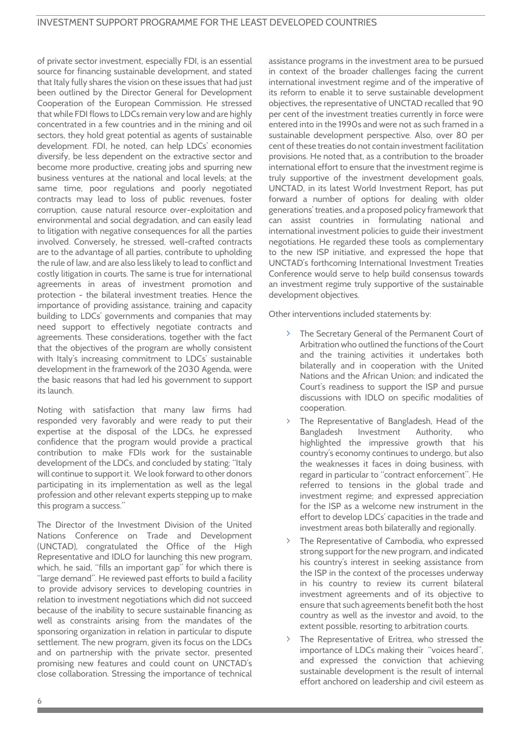of private sector investment, especially FDI, is an essential source for financing sustainable development, and stated that Italy fully shares the vision on these issues that had just been outlined by the Director General for Development Cooperation of the European Commission. He stressed that while FDI flows to LDCs remain very low and are highly concentrated in a few countries and in the mining and oil sectors, they hold great potential as agents of sustainable development. FDI, he noted, can help LDCs' economies diversify, be less dependent on the extractive sector and become more productive, creating jobs and spurring new business ventures at the national and local levels; at the same time, poor regulations and poorly negotiated contracts may lead to loss of public revenues, foster corruption, cause natural resource over-exploitation and environmental and social degradation, and can easily lead to litigation with negative consequences for all the parties involved. Conversely, he stressed, well-crafted contracts are to the advantage of all parties, contribute to upholding the rule of law, and are also less likely to lead to conflict and costly litigation in courts. The same is true for international agreements in areas of investment promotion and protection - the bilateral investment treaties. Hence the importance of providing assistance, training and capacity building to LDCs' governments and companies that may need support to effectively negotiate contracts and agreements. These considerations, together with the fact that the objectives of the program are wholly consistent with Italy's increasing commitment to LDCs' sustainable development in the framework of the 2030 Agenda, were the basic reasons that had led his government to support its launch.

Noting with satisfaction that many law firms had responded very favorably and were ready to put their expertise at the disposal of the LDCs, he expressed confidence that the program would provide a practical contribution to make FDIs work for the sustainable development of the LDCs, and concluded by stating: "Italy will continue to support it. We look forward to other donors participating in its implementation as well as the legal profession and other relevant experts stepping up to make this program a success."

The Director of the Investment Division of the United Nations Conference on Trade and Development (UNCTAD), congratulated the Office of the High Representative and IDLO for launching this new program, which, he said, "fills an important gap" for which there is "large demand". He reviewed past efforts to build a facility to provide advisory services to developing countries in relation to investment negotiations which did not succeed because of the inability to secure sustainable financing as well as constraints arising from the mandates of the sponsoring organization in relation in particular to dispute settlement. The new program, given its focus on the LDCs and on partnership with the private sector, presented promising new features and could count on UNCTAD's close collaboration. Stressing the importance of technical assistance programs in the investment area to be pursued in context of the broader challenges facing the current international investment regime and of the imperative of its reform to enable it to serve sustainable development objectives, the representative of UNCTAD recalled that 90 per cent of the investment treaties currently in force were entered into in the 1990s and were not as such framed in a sustainable development perspective. Also, over 80 per cent of these treaties do not contain investment facilitation provisions. He noted that, as a contribution to the broader international effort to ensure that the investment regime is truly supportive of the investment development goals, UNCTAD, in its latest World Investment Report, has put forward a number of options for dealing with older generations' treaties, and a proposed policy framework that can assist countries in formulating national and international investment policies to guide their investment negotiations. He regarded these tools as complementary to the new ISP initiative, and expressed the hope that UNCTAD's forthcoming International Investment Treaties Conference would serve to help build consensus towards an investment regime truly supportive of the sustainable development objectives.

Other interventions included statements by:

- The Secretary General of the Permanent Court of Arbitration who outlined the functions of the Court and the training activities it undertakes both bilaterally and in cooperation with the United Nations and the African Union; and indicated the Court's readiness to support the ISP and pursue discussions with IDLO on specific modalities of cooperation.
- The Representative of Bangladesh, Head of the Bangladesh Investment Authority, who highlighted the impressive growth that his country's economy continues to undergo, but also the weaknesses it faces in doing business, with regard in particular to "contract enforcement". He referred to tensions in the global trade and investment regime; and expressed appreciation for the ISP as a welcome new instrument in the effort to develop LDCs' capacities in the trade and investment areas both bilaterally and regionally.
- The Representative of Cambodia, who expressed strong support for the new program, and indicated his country's interest in seeking assistance from the ISP in the context of the processes underway in his country to review its current bilateral investment agreements and of its objective to ensure that such agreements benefit both the host country as well as the investor and avoid, to the extent possible, resorting to arbitration courts.
- The Representative of Eritrea, who stressed the importance of LDCs making their "voices heard", and expressed the conviction that achieving sustainable development is the result of internal effort anchored on leadership and civil esteem as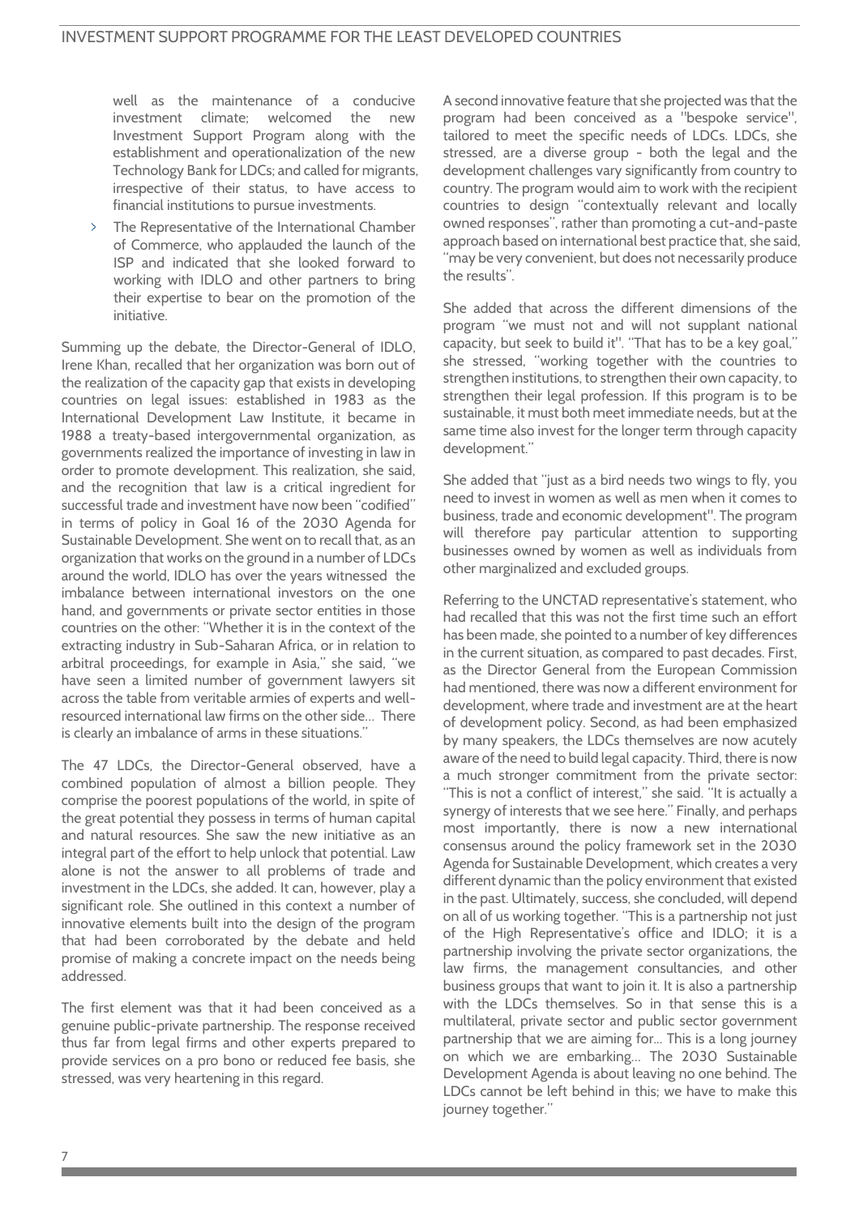well as the maintenance of a conducive investment climate; welcomed the new Investment Support Program along with the establishment and operationalization of the new Technology Bank for LDCs; and called for migrants, irrespective of their status, to have access to financial institutions to pursue investments.

- The Representative of the International Chamber of Commerce, who applauded the launch of the ISP and indicated that she looked forward to working with IDLO and other partners to bring their expertise to bear on the promotion of the initiative.

Summing up the debate, the Director-General of IDLO, Irene Khan, recalled that her organization was born out of the realization of the capacity gap that exists in developing countries on legal issues: established in 1983 as the International Development Law Institute, it became in 1988 a treaty-based intergovernmental organization, as governments realized the importance of investing in law in order to promote development. This realization, she said, and the recognition that law is a critical ingredient for successful trade and investment have now been "codified" in terms of policy in Goal 16 of the 2030 Agenda for Sustainable Development. She went on to recall that, as an organization that works on the ground in a number of LDCs around the world, IDLO has over the years witnessed the imbalance between international investors on the one hand, and governments or private sector entities in those countries on the other: "Whether it is in the context of the extracting industry in Sub-Saharan Africa, or in relation to arbitral proceedings, for example in Asia," she said, "we have seen a limited number of government lawyers sit across the table from veritable armies of experts and well-resourced international law firms on the other side... There is clearly an imbalance of arms in these situations."

The 47 LDCs, the Director-General observed, have a combined population of almost a billion people. They comprise the poorest populations of the world, in spite of the great potential they possess in terms of human capital and natural resources. She saw the new initiative as an integral part of the effort to help unlock that potential. Law alone is not the answer to all problems of trade and investment in the LDCs, she added. It can, however, play a significant role. She outlined in this context a number of innovative elements built into the design of the program that had been corroborated by the debate and held promise of making a concrete impact on the needs being addressed.

The first element was that it had been conceived as a genuine public-private partnership. The response received thus far from legal firms and other experts prepared to provide services on a pro bono or reduced fee basis, she stressed, was very heartening in this regard.

A second innovative feature that she projected was that the program had been conceived as a "bespoke service", tailored to meet the specific needs of LDCs. LDCs, she stressed, are a diverse group - both the legal and the development challenges vary significantly from country to country. The program would aim to work with the recipient countries to design "contextually relevant and locally owned responses", rather than promoting a cut-and-paste approach based on international best practice that, she said, "may be very convenient, but does not necessarily produce the results".

She added that across the different dimensions of the program "we must not and will not supplant national capacity, but seek to build it". "That has to be a key goal," she stressed, "working together with the countries to strengthen institutions, to strengthen their own capacity, to strengthen their legal profession. If this program is to be sustainable, it must both meet immediate needs, but at the same time also invest for the longer term through capacity development."

She added that "just as a bird needs two wings to fly, you need to invest in women as well as men when it comes to business, trade and economic development". The program will therefore pay particular attention to supporting businesses owned by women as well as individuals from other marginalized and excluded groups.

Referring to the UNCTAD representative's statement, who had recalled that this was not the first time such an effort has been made, she pointed to a number of key differences in the current situation, as compared to past decades. First, as the Director General from the European Commission had mentioned, there was now a different environment for development, where trade and investment are at the heart of development policy. Second, as had been emphasized by many speakers, the LDCs themselves are now acutely aware of the need to build legal capacity. Third, there is now a much stronger commitment from the private sector: "This is not a conflict of interest," she said. "It is actually a synergy of interests that we see here." Finally, and perhaps most importantly, there is now a new international consensus around the policy framework set in the 2030 Agenda for Sustainable Development, which creates a very different dynamic than the policy environment that existed in the past. Ultimately, success, she concluded, will depend on all of us working together. "This is a partnership not just of the High Representative's office and IDLO; it is a partnership involving the private sector organizations, the law firms, the management consultancies, and other business groups that want to join it. It is also a partnership with the LDCs themselves. So in that sense this is a multilateral, private sector and public sector government partnership that we are aiming for... This is a long journey on which we are embarking... The 2030 Sustainable Development Agenda is about leaving no one behind. The LDCs cannot be left behind in this; we have to make this journey together."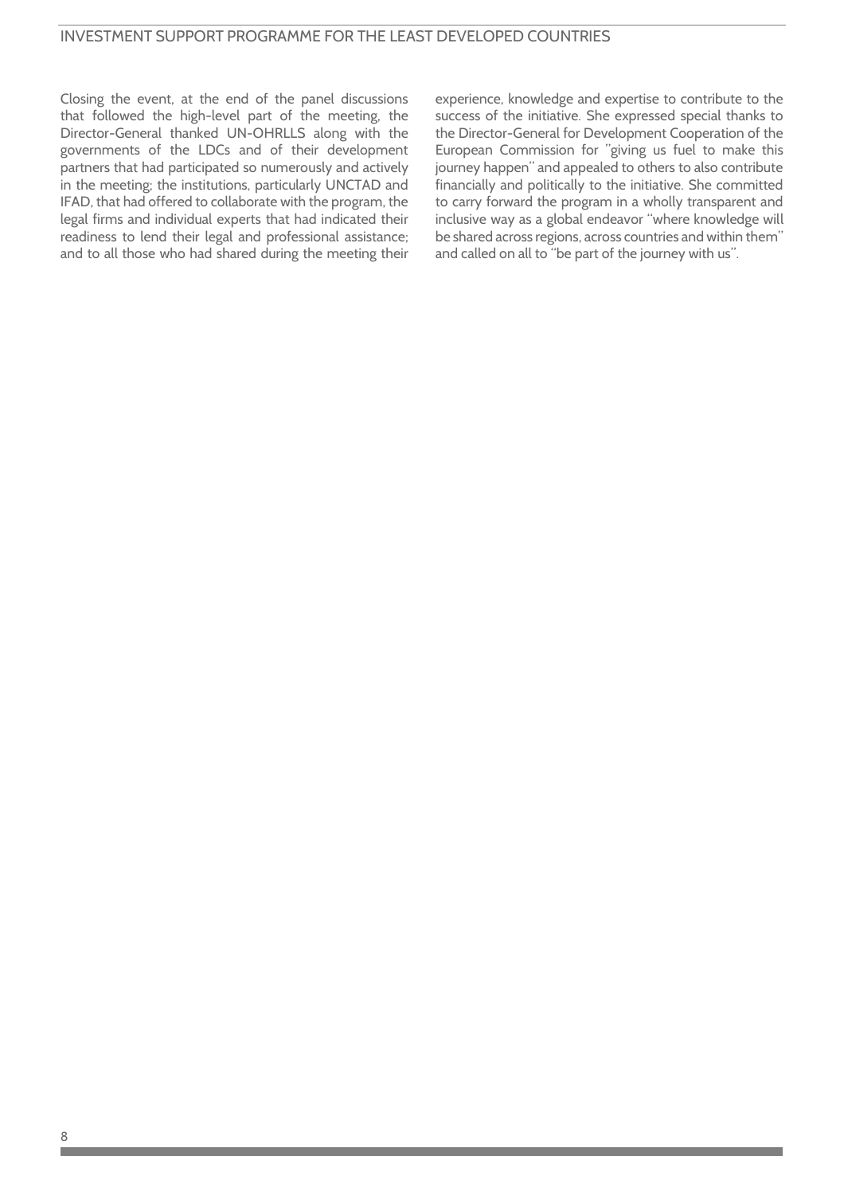Closing the event, at the end of the panel discussions that followed the high-level part of the meeting, the Director-General thanked UN-OHRLLS along with the governments of the LDCs and of their development partners that had participated so numerously and actively in the meeting; the institutions, particularly UNCTAD and IFAD, that had offered to collaborate with the program, the legal firms and individual experts that had indicated their readiness to lend their legal and professional assistance; and to all those who had shared during the meeting their experience, knowledge and expertise to contribute to the success of the initiative. She expressed special thanks to the Director-General for Development Cooperation of the European Commission for "giving us fuel to make this journey happen" and appealed to others to also contribute financially and politically to the initiative. She committed to carry forward the program in a wholly transparent and inclusive way as a global endeavor "where knowledge will be shared across regions, across countries and within them" and called on all to "be part of the journey with us".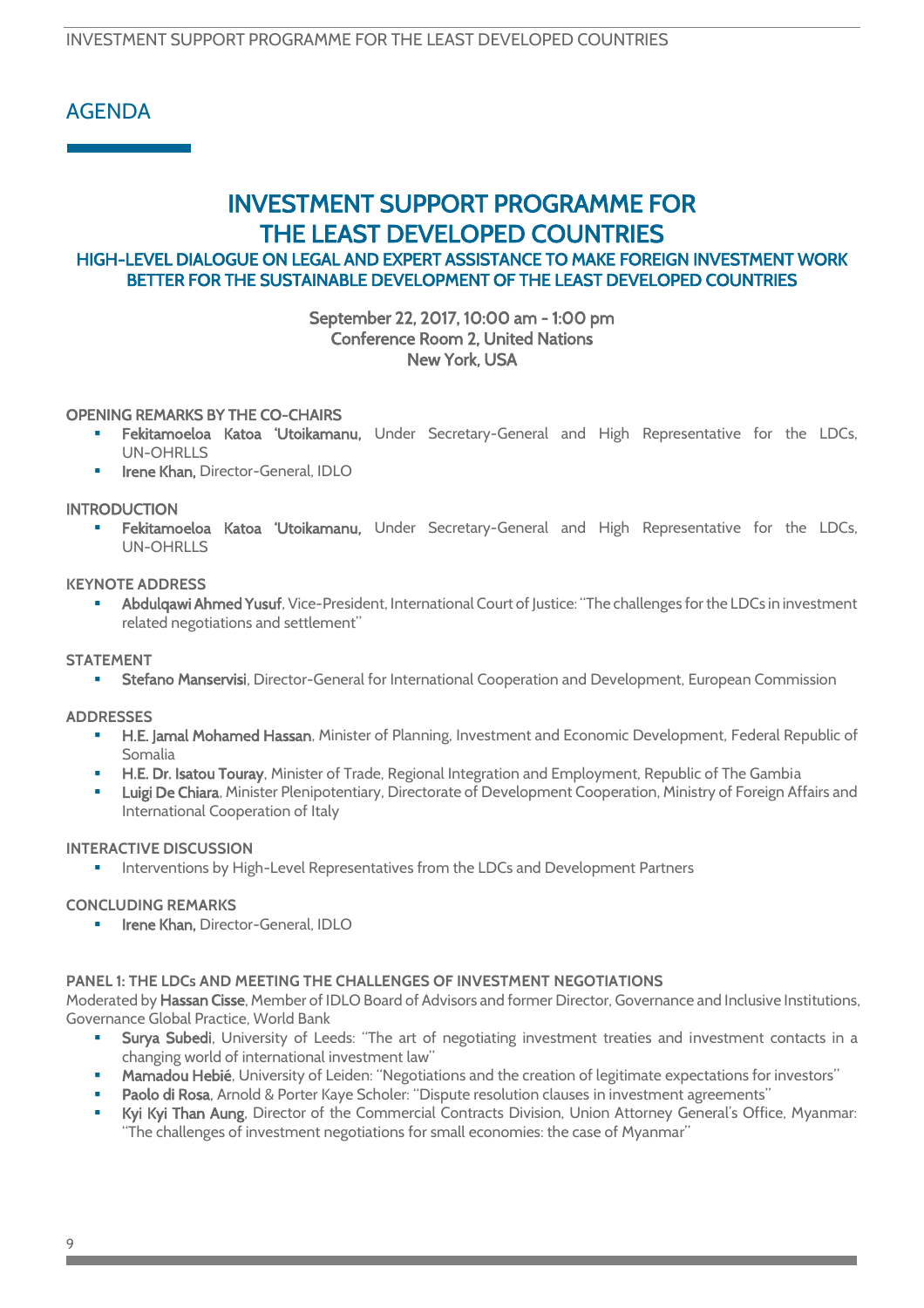## AGENDA

# INVESTMENT SUPPORT PROGRAMME FOR THE LEAST DEVELOPED COUNTRIES

### HIGH-LEVEL DIALOGUE ON LEGAL AND EXPERT ASSISTANCE TO MAKE FOREIGN INVESTMENT WORK BETTER FOR THE SUSTAINABLE DEVELOPMENT OF THE LEAST DEVELOPED COUNTRIES

**September 22, 2017, 10:00 am - 1:00 pm**
**Conference Room 2, United Nations**
**New York, USA**

**OPENING REMARKS BY THE CO-CHAIRS**

- **Fekitamoeloa Katoa 'Utoikamanu,** Under Secretary-General and High Representative for the LDCs, UN-OHRLLS
- **Irene Khan,** Director-General, IDLO

**INTRODUCTION**

- **Fekitamoeloa Katoa 'Utoikamanu,** Under Secretary-General and High Representative for the LDCs, UN-OHRLLS

**KEYNOTE ADDRESS**

- **Abdulqawi Ahmed Yusuf**, Vice-President, International Court of Justice: "The challenges for the LDCs in investment related negotiations and settlement"

**STATEMENT**

- **Stefano Manservisi**, Director-General for International Cooperation and Development, European Commission

**ADDRESSES**

- **H.E. Jamal Mohamed Hassan**, Minister of Planning, Investment and Economic Development, Federal Republic of Somalia
- **H.E. Dr. Isatou Touray**, Minister of Trade, Regional Integration and Employment, Republic of The Gambia
- **Luigi De Chiara**, Minister Plenipotentiary, Directorate of Development Cooperation, Ministry of Foreign Affairs and International Cooperation of Italy

**INTERACTIVE DISCUSSION**

- Interventions by High-Level Representatives from the LDCs and Development Partners

**CONCLUDING REMARKS**

- **Irene Khan,** Director-General, IDLO

**PANEL 1: THE LDCs AND MEETING THE CHALLENGES OF INVESTMENT NEGOTIATIONS**

Moderated by **Hassan Cisse**, Member of IDLO Board of Advisors and former Director, Governance and Inclusive Institutions, Governance Global Practice, World Bank

- **Surya Subedi**, University of Leeds: "The art of negotiating investment treaties and investment contacts in a changing world of international investment law"
- **Mamadou Hebié**, University of Leiden: "Negotiations and the creation of legitimate expectations for investors"
- **Paolo di Rosa**, Arnold & Porter Kaye Scholer: "Dispute resolution clauses in investment agreements"
- **Kyi Kyi Than Aung**, Director of the Commercial Contracts Division, Union Attorney General's Office, Myanmar: "The challenges of investment negotiations for small economies: the case of Myanmar"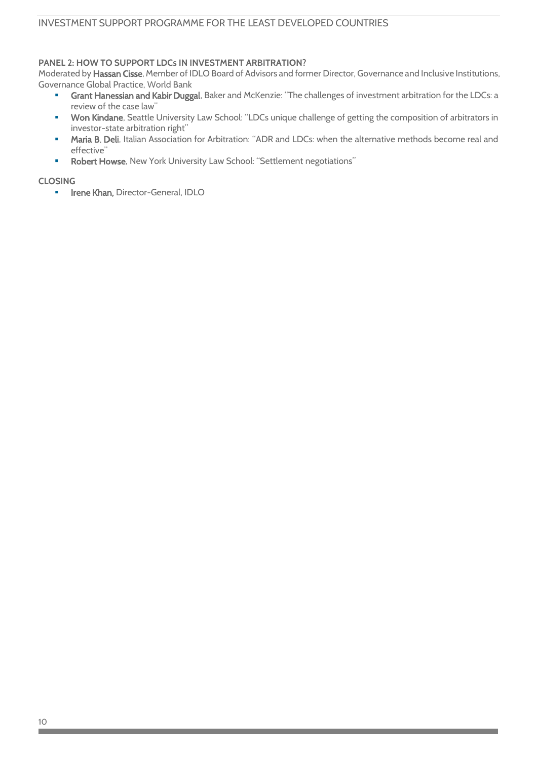**PANEL 2: HOW TO SUPPORT LDCs IN INVESTMENT ARBITRATION?**

Moderated by **Hassan Cisse**, Member of IDLO Board of Advisors and former Director, Governance and Inclusive Institutions, Governance Global Practice, World Bank

- **Grant Hanessian and Kabir Duggal**, Baker and McKenzie: "The challenges of investment arbitration for the LDCs: a review of the case law"
- **Won Kindane**, Seattle University Law School: "LDCs unique challenge of getting the composition of arbitrators in investor-state arbitration right"
- **Maria B. Deli**, Italian Association for Arbitration: "ADR and LDCs: when the alternative methods become real and effective"
- **Robert Howse**, New York University Law School: "Settlement negotiations"

**CLOSING**

- **Irene Khan,** Director-General, IDLO